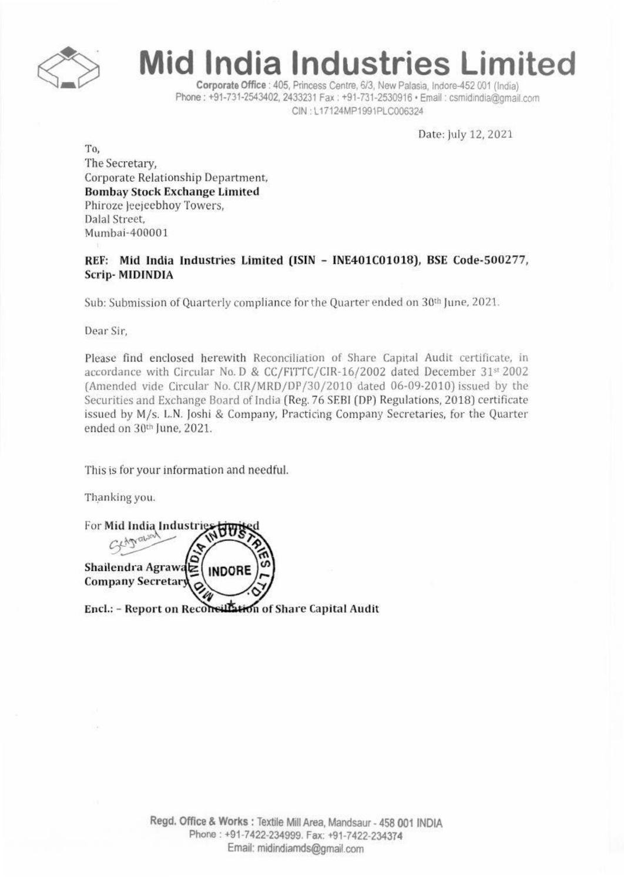# Mid India Industries Limited

**Corporate Office** : 405, Princess Centre, 6/3, New Palasia, Indore-452 001 (India)
Phone : +91-731-2543402, 2433231 Fax : +91-731-2530916 • Email : csmidindia@gmail.com
CIN : L17124MP1991PLC006324

Date: July 12, 2021

To,
The Secretary,
Corporate Relationship Department,
**Bombay Stock Exchange Limited**
Phiroze Jeejeebhoy Towers,
Dalal Street,
Mumbai-400001

**REF: Mid India Industries Limited (ISIN – INE401C01018), BSE Code-500277, Scrip- MIDINDIA**

Sub: Submission of Quarterly compliance for the Quarter ended on 30th June, 2021.

Dear Sir,

Please find enclosed herewith Reconciliation of Share Capital Audit certificate, in accordance with Circular No. D & CC/FITTC/CIR-16/2002 dated December 31st 2002 (Amended vide Circular No. CIR/MRD/DP/30/2010 dated 06-09-2010) issued by the Securities and Exchange Board of India (Reg. 76 SEBI (DP) Regulations, 2018) certificate issued by M/s. L.N. Joshi & Company, Practicing Company Secretaries, for the Quarter ended on 30th June, 2021.

This is for your information and needful.

Thanking you.

For **Mid India Industries Limited**

**Shailendra Agrawal**
**Company Secretary**

**Encl.: - Report on Reconciliation of Share Capital Audit**

**Regd. Office & Works** : Textile Mill Area, Mandsaur - 458 001 INDIA
Phone : +91-7422-234999. Fax: +91-7422-234374
Email: midindiamds@gmail.com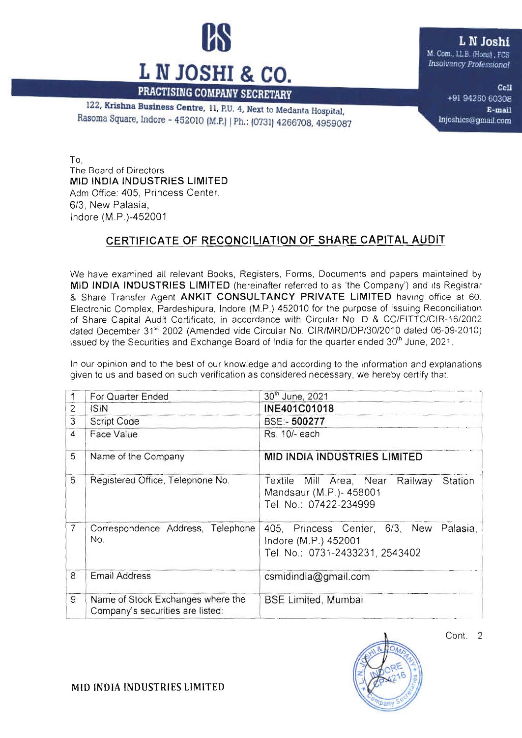# L N JOSHI & CO.

**PRACTISING COMPANY SECRETARY**

122, Krishna Business Centre, 11, P.U. 4, Next to Medanta Hospital, Rasoma Square, Indore - 452010 (M.P.) | Ph.: (0731) 4266708, 4959087

**L N Joshi**
M. Com., LL.B. (Hons), FCS
*Insolvency Professional*

Cell
+91 94250 60308
E-mail
lnjoshics@gmail.com

To,
The Board of Directors
**MID INDIA INDUSTRIES LIMITED**
Adm Office: 405, Princess Center,
6/3, New Palasia,
Indore (M.P.)-452001

## CERTIFICATE OF RECONCILIATION OF SHARE CAPITAL AUDIT

We have examined all relevant Books, Registers, Forms, Documents and papers maintained by **MID INDIA INDUSTRIES LIMITED** (hereinafter referred to as 'the Company') and its Registrar & Share Transfer Agent **ANKIT CONSULTANCY PRIVATE LIMITED** having office at 60, Electronic Complex, Pardeshipura, Indore (M.P.) 452010 for the purpose of issuing Reconciliation of Share Capital Audit Certificate, in accordance with Circular No. D & CC/FITTC/CIR-16/2002 dated December 31st 2002 (Amended vide Circular No. CIR/MRD/DP/30/2010 dated 06-09-2010) issued by the Securities and Exchange Board of India for the quarter ended 30th June, 2021.

In our opinion and to the best of our knowledge and according to the information and explanations given to us and based on such verification as considered necessary, we hereby certify that.

| | | |
|---|---|---|
| 1 | For Quarter Ended | 30th June, 2021 |
| 2 | ISIN | **INE401C01018** |
| 3 | Script Code | BSE:- **500277** |
| 4 | Face Value | Rs. 10/- each |
| 5 | Name of the Company | **MID INDIA INDUSTRIES LIMITED** |
| 6 | Registered Office, Telephone No. | Textile Mill Area, Near Railway Station, Mandsaur (M.P.)- 458001<br>Tel. No.: 07422-234999 |
| 7 | Correspondence Address, Telephone No. | 405, Princess Center, 6/3, New Palasia, Indore (M.P.) 452001<br>Tel. No.: 0731-2433231, 2543402 |
| 8 | Email Address | csmidindia@gmail.com |
| 9 | Name of Stock Exchanges where the Company's securities are listed: | BSE Limited, Mumbai |

Cont. 2

**MID INDIA INDUSTRIES LIMITED**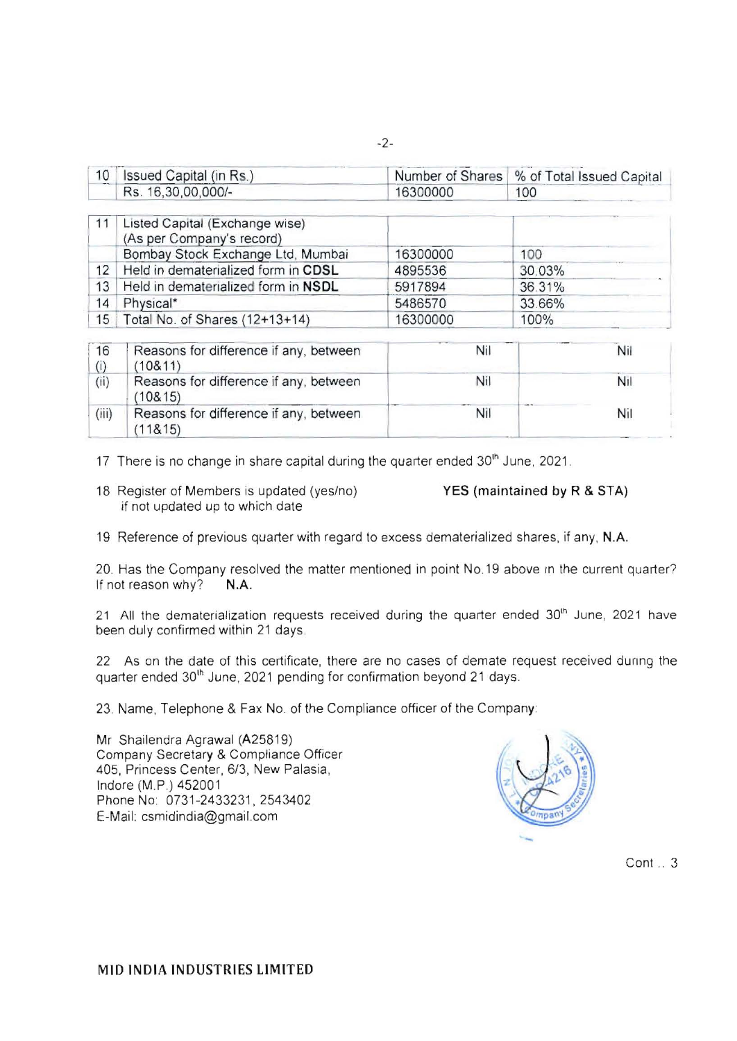| 10 | Issued Capital (in Rs.) | Number of Shares | % of Total Issued Capital |
|---|---|---|---|
| | Rs. 16,30,00,000/- | 16300000 | 100 |

| 11 | Listed Capital (Exchange wise) (As per Company's record) | | |
|---|---|---|---|
| | Bombay Stock Exchange Ltd, Mumbai | 16300000 | 100 |
| 12 | Held in dematerialized form in **CDSL** | 4895536 | 30.03% |
| 13 | Held in dematerialized form in **NSDL** | 5917894 | 36.31% |
| 14 | Physical* | 5486570 | 33.66% |
| 15 | Total No. of Shares (12+13+14) | 16300000 | 100% |

| 16 (i) | Reasons for difference if any, between (10&11) | Nil | Nil |
|---|---|---|---|
| (ii) | Reasons for difference if any, between (10&15) | Nil | Nil |
| (iii) | Reasons for difference if any, between (11&15) | Nil | Nil |

17 There is no change in share capital during the quarter ended 30th June, 2021.

18 Register of Members is updated (yes/no) if not updated up to which date **YES (maintained by R & STA)**

19 Reference of previous quarter with regard to excess dematerialized shares, if any, **N.A.**

20. Has the Company resolved the matter mentioned in point No.19 above in the current quarter? If not reason why? **N.A.**

21 All the dematerialization requests received during the quarter ended 30th June, 2021 have been duly confirmed within 21 days.

22 As on the date of this certificate, there are no cases of demate request received during the quarter ended 30th June, 2021 pending for confirmation beyond 21 days.

23. Name, Telephone & Fax No. of the Compliance officer of the Company:

Mr Shailendra Agrawal (**A25819**)
Company Secretary & Compliance Officer
405, Princess Center, 6/3, New Palasia,
Indore (M.P.) 452001
Phone No: 0731-2433231, 2543402
E-Mail: csmidindia@gmail.com

Cont .. 3

**MID INDIA INDUSTRIES LIMITED**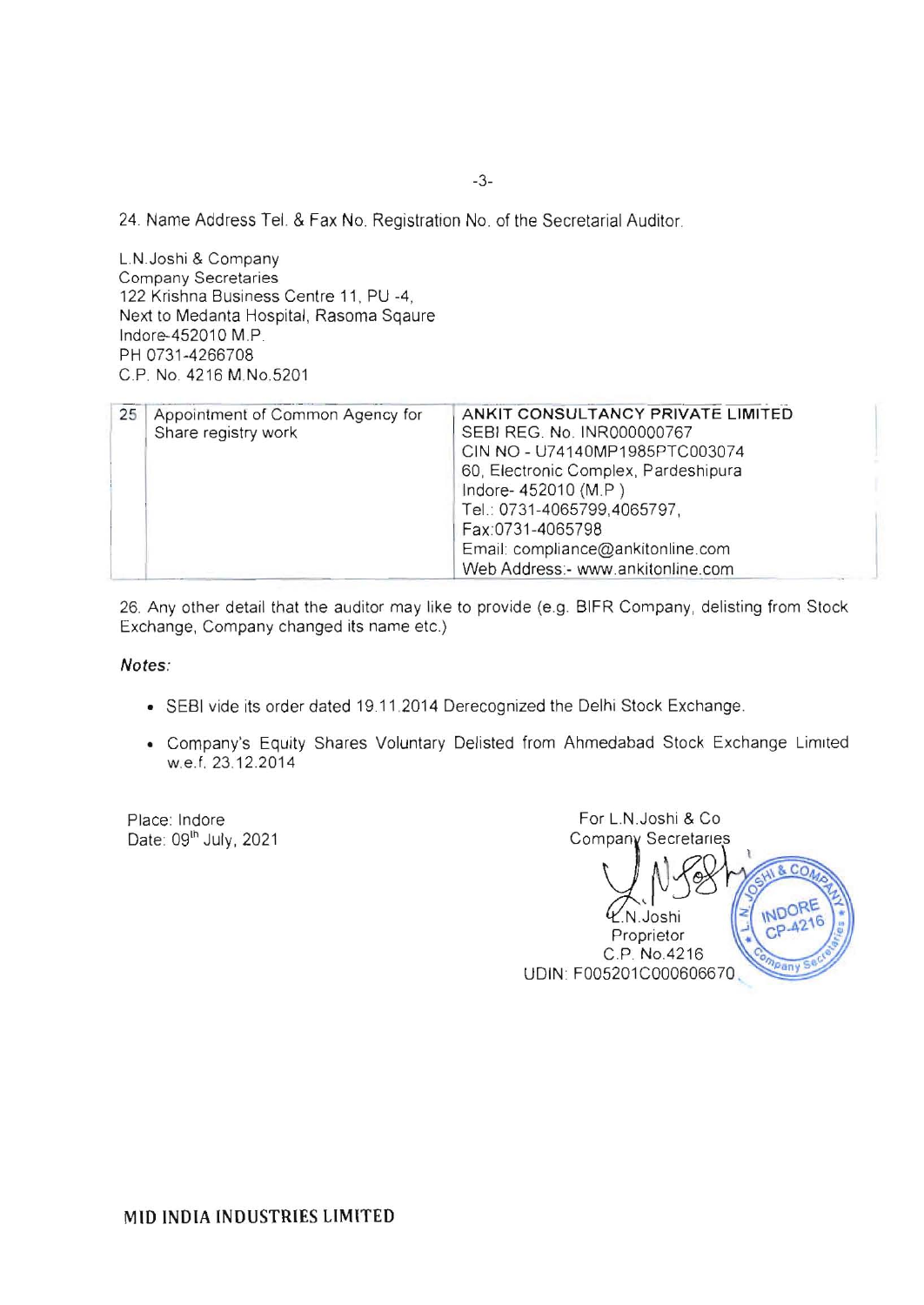24. Name Address Tel. & Fax No. Registration No. of the Secretarial Auditor.

L.N.Joshi & Company
Company Secretaries
122 Krishna Business Centre 11, PU -4,
Next to Medanta Hospital, Rasoma Sqaure
Indore-452010 M.P.
PH 0731-4266708
C.P. No. 4216 M.No.5201

| | | |
|---|---|---|
| 25 | Appointment of Common Agency for Share registry work | **ANKIT CONSULTANCY PRIVATE LIMITED**<br>SEBI REG. No. INR000000767<br>CIN NO - U74140MP1985PTC003074<br>60, Electronic Complex, Pardeshipura<br>Indore- 452010 (M.P.)<br>Tel.: 0731-4065799,4065797,<br>Fax:0731-4065798<br>Email: compliance@ankitonline.com<br>Web Address:- www.ankitonline.com |

26. Any other detail that the auditor may like to provide (e.g. BIFR Company, delisting from Stock Exchange, Company changed its name etc.)

***Notes:***

- SEBI vide its order dated 19.11.2014 Derecognized the Delhi Stock Exchange.
- Company's Equity Shares Voluntary Delisted from Ahmedabad Stock Exchange Limited w.e.f. 23.12.2014

Place: Indore
Date: 09th July, 2021

For L.N.Joshi & Co
Company Secretaries

L.N.Joshi
Proprietor
C.P. No.4216
UDIN: F005201C000606670

**MID INDIA INDUSTRIES LIMITED**